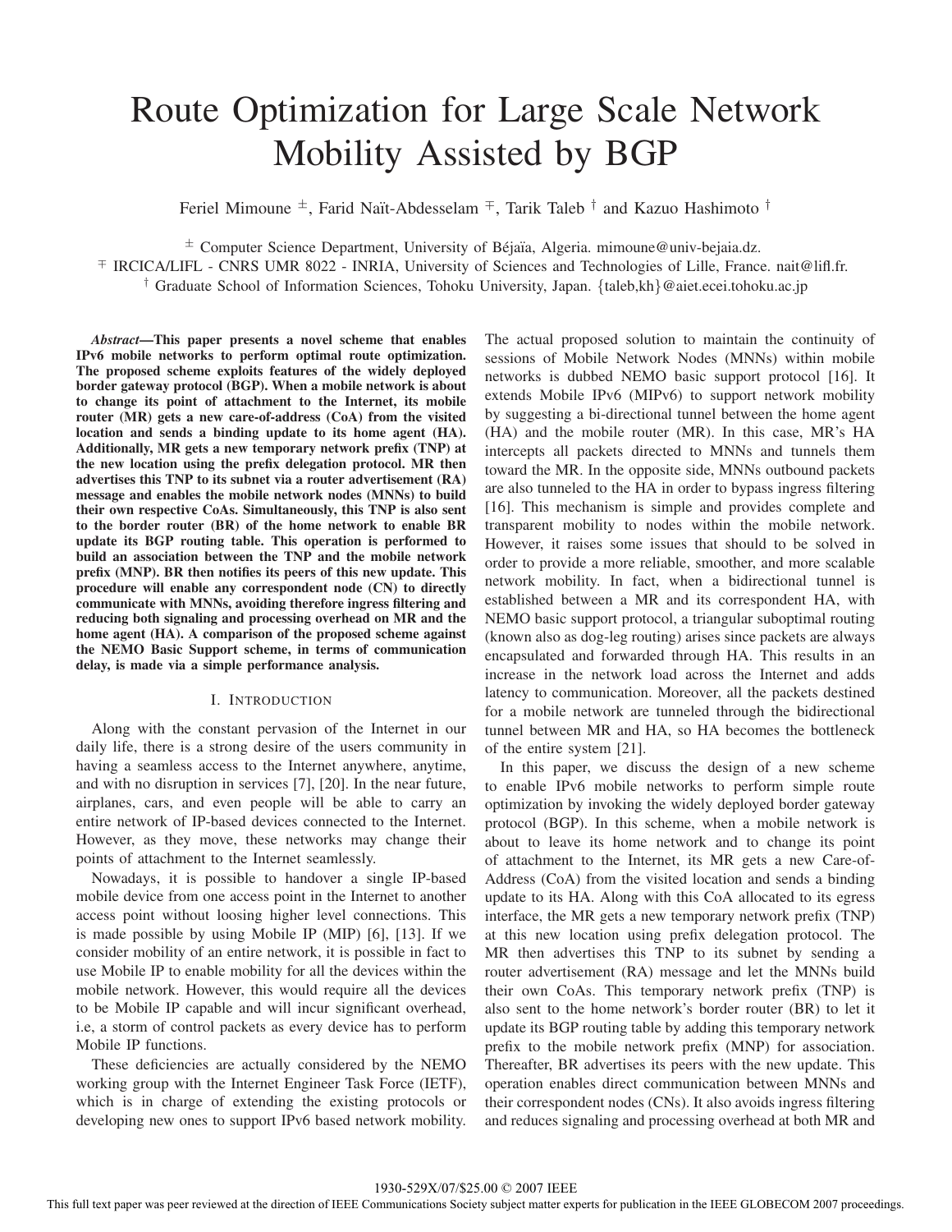# Route Optimization for Large Scale Network Mobility Assisted by BGP

Feriel Mimoune ±, Farid Naït-Abdesselam ∓, Tarik Taleb † and Kazuo Hashimoto †

± Computer Science Department, University of Béjaïa, Algeria. mimoune@univ-bejaia.dz.

∓ IRCICA/LIFL - CNRS UMR 8022 - INRIA, University of Sciences and Technologies of Lille, France. nait@lifl.fr.

† Graduate School of Information Sciences, Tohoku University, Japan. {taleb,kh}@aiet.ecei.tohoku.ac.jp

***Abstract*—This paper presents a novel scheme that enables IPv6 mobile networks to perform optimal route optimization. The proposed scheme exploits features of the widely deployed border gateway protocol (BGP). When a mobile network is about to change its point of attachment to the Internet, its mobile router (MR) gets a new care-of-address (CoA) from the visited location and sends a binding update to its home agent (HA). Additionally, MR gets a new temporary network prefix (TNP) at the new location using the prefix delegation protocol. MR then advertises this TNP to its subnet via a router advertisement (RA) message and enables the mobile network nodes (MNNs) to build their own respective CoAs. Simultaneously, this TNP is also sent to the border router (BR) of the home network to enable BR update its BGP routing table. This operation is performed to build an association between the TNP and the mobile network prefix (MNP). BR then notifies its peers of this new update. This procedure will enable any correspondent node (CN) to directly communicate with MNNs, avoiding therefore ingress filtering and reducing both signaling and processing overhead on MR and the home agent (HA). A comparison of the proposed scheme against the NEMO Basic Support scheme, in terms of communication delay, is made via a simple performance analysis.**

## I. Introduction

Along with the constant pervasion of the Internet in our daily life, there is a strong desire of the users community in having a seamless access to the Internet anywhere, anytime, and with no disruption in services [7], [20]. In the near future, airplanes, cars, and even people will be able to carry an entire network of IP-based devices connected to the Internet. However, as they move, these networks may change their points of attachment to the Internet seamlessly.

Nowadays, it is possible to handover a single IP-based mobile device from one access point in the Internet to another access point without loosing higher level connections. This is made possible by using Mobile IP (MIP) [6], [13]. If we consider mobility of an entire network, it is possible in fact to use Mobile IP to enable mobility for all the devices within the mobile network. However, this would require all the devices to be Mobile IP capable and will incur significant overhead, i.e, a storm of control packets as every device has to perform Mobile IP functions.

These deficiencies are actually considered by the NEMO working group with the Internet Engineer Task Force (IETF), which is in charge of extending the existing protocols or developing new ones to support IPv6 based network mobility. The actual proposed solution to maintain the continuity of sessions of Mobile Network Nodes (MNNs) within mobile networks is dubbed NEMO basic support protocol [16]. It extends Mobile IPv6 (MIPv6) to support network mobility by suggesting a bi-directional tunnel between the home agent (HA) and the mobile router (MR). In this case, MR's HA intercepts all packets directed to MNNs and tunnels them toward the MR. In the opposite side, MNNs outbound packets are also tunneled to the HA in order to bypass ingress filtering [16]. This mechanism is simple and provides complete and transparent mobility to nodes within the mobile network. However, it raises some issues that should to be solved in order to provide a more reliable, smoother, and more scalable network mobility. In fact, when a bidirectional tunnel is established between a MR and its correspondent HA, with NEMO basic support protocol, a triangular suboptimal routing (known also as dog-leg routing) arises since packets are always encapsulated and forwarded through HA. This results in an increase in the network load across the Internet and adds latency to communication. Moreover, all the packets destined for a mobile network are tunneled through the bidirectional tunnel between MR and HA, so HA becomes the bottleneck of the entire system [21].

In this paper, we discuss the design of a new scheme to enable IPv6 mobile networks to perform simple route optimization by invoking the widely deployed border gateway protocol (BGP). In this scheme, when a mobile network is about to leave its home network and to change its point of attachment to the Internet, its MR gets a new Care-of-Address (CoA) from the visited location and sends a binding update to its HA. Along with this CoA allocated to its egress interface, the MR gets a new temporary network prefix (TNP) at this new location using prefix delegation protocol. The MR then advertises this TNP to its subnet by sending a router advertisement (RA) message and let the MNNs build their own CoAs. This temporary network prefix (TNP) is also sent to the home network's border router (BR) to let it update its BGP routing table by adding this temporary network prefix to the mobile network prefix (MNP) for association. Thereafter, BR advertises its peers with the new update. This operation enables direct communication between MNNs and their correspondent nodes (CNs). It also avoids ingress filtering and reduces signaling and processing overhead at both MR and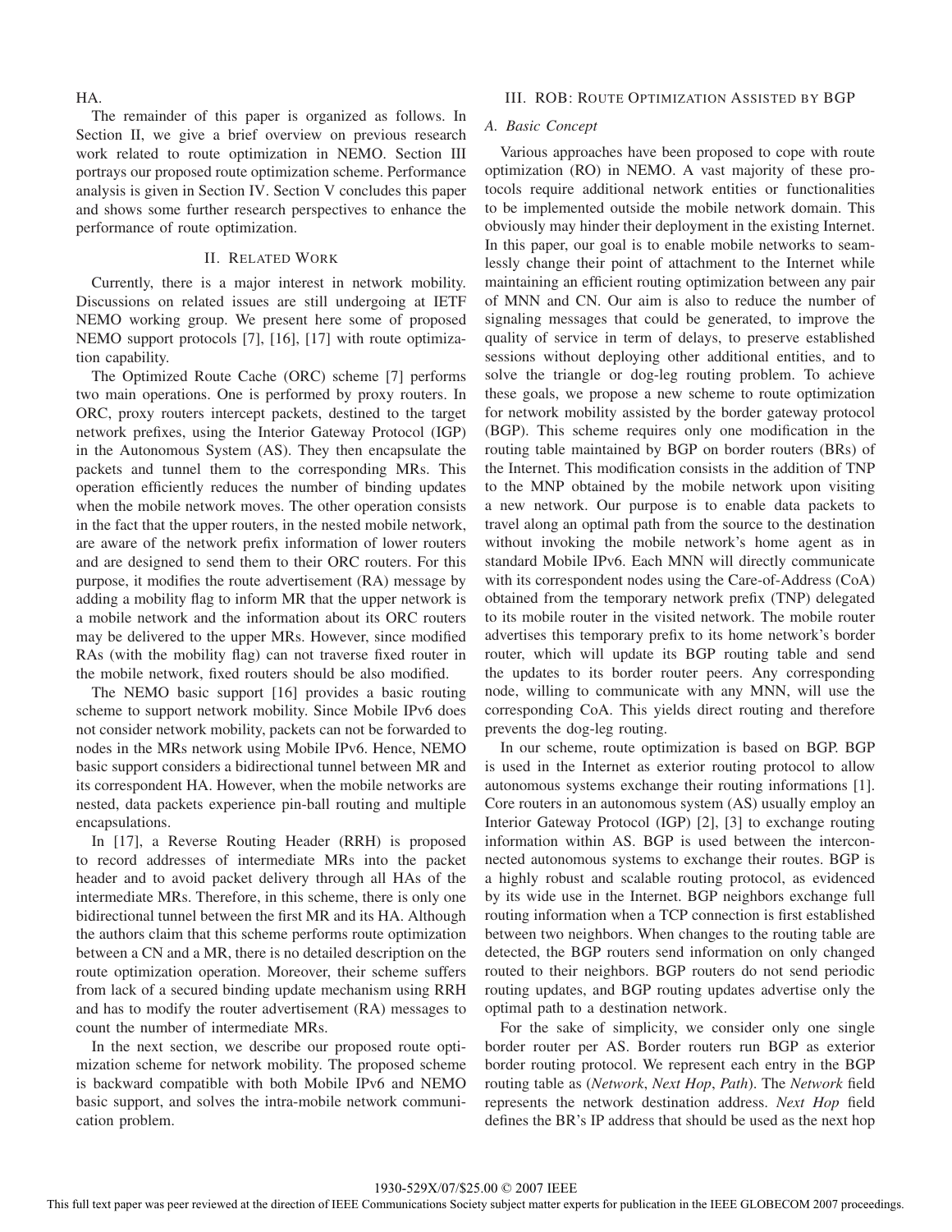HA.

The remainder of this paper is organized as follows. In Section II, we give a brief overview on previous research work related to route optimization in NEMO. Section III portrays our proposed route optimization scheme. Performance analysis is given in Section IV. Section V concludes this paper and shows some further research perspectives to enhance the performance of route optimization.

## II. Related Work

Currently, there is a major interest in network mobility. Discussions on related issues are still undergoing at IETF NEMO working group. We present here some of proposed NEMO support protocols [7], [16], [17] with route optimization capability.

The Optimized Route Cache (ORC) scheme [7] performs two main operations. One is performed by proxy routers. In ORC, proxy routers intercept packets, destined to the target network prefixes, using the Interior Gateway Protocol (IGP) in the Autonomous System (AS). They then encapsulate the packets and tunnel them to the corresponding MRs. This operation efficiently reduces the number of binding updates when the mobile network moves. The other operation consists in the fact that the upper routers, in the nested mobile network, are aware of the network prefix information of lower routers and are designed to send them to their ORC routers. For this purpose, it modifies the route advertisement (RA) message by adding a mobility flag to inform MR that the upper network is a mobile network and the information about its ORC routers may be delivered to the upper MRs. However, since modified RAs (with the mobility flag) can not traverse fixed router in the mobile network, fixed routers should be also modified.

The NEMO basic support [16] provides a basic routing scheme to support network mobility. Since Mobile IPv6 does not consider network mobility, packets can not be forwarded to nodes in the MRs network using Mobile IPv6. Hence, NEMO basic support considers a bidirectional tunnel between MR and its correspondent HA. However, when the mobile networks are nested, data packets experience pin-ball routing and multiple encapsulations.

In [17], a Reverse Routing Header (RRH) is proposed to record addresses of intermediate MRs into the packet header and to avoid packet delivery through all HAs of the intermediate MRs. Therefore, in this scheme, there is only one bidirectional tunnel between the first MR and its HA. Although the authors claim that this scheme performs route optimization between a CN and a MR, there is no detailed description on the route optimization operation. Moreover, their scheme suffers from lack of a secured binding update mechanism using RRH and has to modify the router advertisement (RA) messages to count the number of intermediate MRs.

In the next section, we describe our proposed route optimization scheme for network mobility. The proposed scheme is backward compatible with both Mobile IPv6 and NEMO basic support, and solves the intra-mobile network communication problem.

## III. ROB: Route Optimization Assisted by BGP

### A. Basic Concept

Various approaches have been proposed to cope with route optimization (RO) in NEMO. A vast majority of these protocols require additional network entities or functionalities to be implemented outside the mobile network domain. This obviously may hinder their deployment in the existing Internet. In this paper, our goal is to enable mobile networks to seamlessly change their point of attachment to the Internet while maintaining an efficient routing optimization between any pair of MNN and CN. Our aim is also to reduce the number of signaling messages that could be generated, to improve the quality of service in term of delays, to preserve established sessions without deploying other additional entities, and to solve the triangle or dog-leg routing problem. To achieve these goals, we propose a new scheme to route optimization for network mobility assisted by the border gateway protocol (BGP). This scheme requires only one modification in the routing table maintained by BGP on border routers (BRs) of the Internet. This modification consists in the addition of TNP to the MNP obtained by the mobile network upon visiting a new network. Our purpose is to enable data packets to travel along an optimal path from the source to the destination without invoking the mobile network's home agent as in standard Mobile IPv6. Each MNN will directly communicate with its correspondent nodes using the Care-of-Address (CoA) obtained from the temporary network prefix (TNP) delegated to its mobile router in the visited network. The mobile router advertises this temporary prefix to its home network's border router, which will update its BGP routing table and send the updates to its border router peers. Any corresponding node, willing to communicate with any MNN, will use the corresponding CoA. This yields direct routing and therefore prevents the dog-leg routing.

In our scheme, route optimization is based on BGP. BGP is used in the Internet as exterior routing protocol to allow autonomous systems exchange their routing informations [1]. Core routers in an autonomous system (AS) usually employ an Interior Gateway Protocol (IGP) [2], [3] to exchange routing information within AS. BGP is used between the interconnected autonomous systems to exchange their routes. BGP is a highly robust and scalable routing protocol, as evidenced by its wide use in the Internet. BGP neighbors exchange full routing information when a TCP connection is first established between two neighbors. When changes to the routing table are detected, the BGP routers send information on only changed routed to their neighbors. BGP routers do not send periodic routing updates, and BGP routing updates advertise only the optimal path to a destination network.

For the sake of simplicity, we consider only one single border router per AS. Border routers run BGP as exterior border routing protocol. We represent each entry in the BGP routing table as (*Network*, *Next Hop*, *Path*). The *Network* field represents the network destination address. *Next Hop* field defines the BR's IP address that should be used as the next hop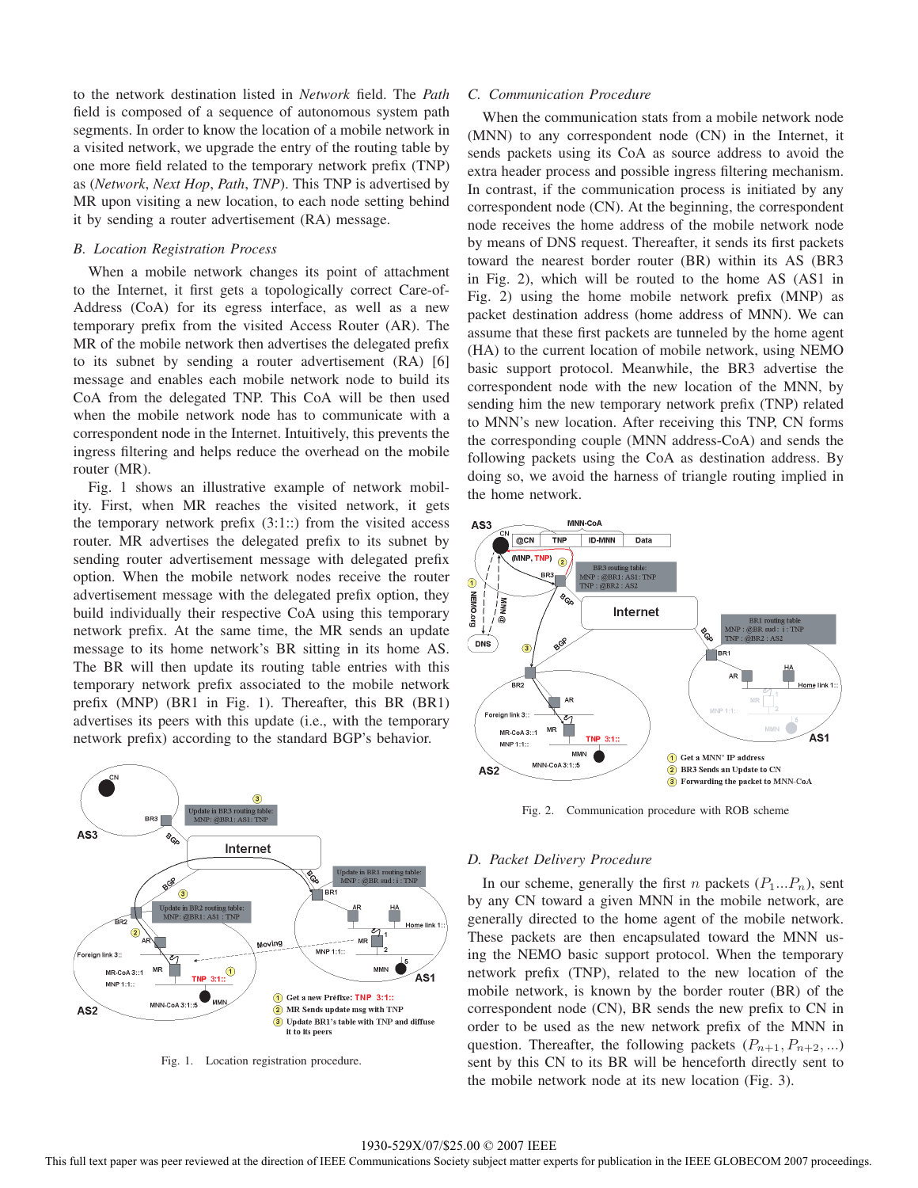to the network destination listed in *Network* field. The *Path* field is composed of a sequence of autonomous system path segments. In order to know the location of a mobile network in a visited network, we upgrade the entry of the routing table by one more field related to the temporary network prefix (TNP) as (*Network*, *Next Hop*, *Path*, *TNP*). This TNP is advertised by MR upon visiting a new location, to each node setting behind it by sending a router advertisement (RA) message.

### B. Location Registration Process

When a mobile network changes its point of attachment to the Internet, it first gets a topologically correct Care-of-Address (CoA) for its egress interface, as well as a new temporary prefix from the visited Access Router (AR). The MR of the mobile network then advertises the delegated prefix to its subnet by sending a router advertisement (RA) [6] message and enables each mobile network node to build its CoA from the delegated TNP. This CoA will be then used when the mobile network node has to communicate with a correspondent node in the Internet. Intuitively, this prevents the ingress filtering and helps reduce the overhead on the mobile router (MR).

Fig. 1 shows an illustrative example of network mobility. First, when MR reaches the visited network, it gets the temporary network prefix (3:1::) from the visited access router. MR advertises the delegated prefix to its subnet by sending router advertisement message with delegated prefix option. When the mobile network nodes receive the router advertisement message with the delegated prefix option, they build individually their respective CoA using this temporary network prefix. At the same time, the MR sends an update message to its home network's BR setting in its home AS. The BR will then update its routing table entries with this temporary network prefix associated to the mobile network prefix (MNP) (BR1 in Fig. 1). Thereafter, this BR (BR1) advertises its peers with this update (i.e., with the temporary network prefix) according to the standard BGP's behavior.

Fig. 1. Location registration procedure.

### C. Communication Procedure

When the communication stats from a mobile network node (MNN) to any correspondent node (CN) in the Internet, it sends packets using its CoA as source address to avoid the extra header process and possible ingress filtering mechanism. In contrast, if the communication process is initiated by any correspondent node (CN). At the beginning, the correspondent node receives the home address of the mobile network node by means of DNS request. Thereafter, it sends its first packets toward the nearest border router (BR) within its AS (BR3 in Fig. 2), which will be routed to the home AS (AS1 in Fig. 2) using the home mobile network prefix (MNP) as packet destination address (home address of MNN). We can assume that these first packets are tunneled by the home agent (HA) to the current location of mobile network, using NEMO basic support protocol. Meanwhile, the BR3 advertise the correspondent node with the new location of the MNN, by sending him the new temporary network prefix (TNP) related to MNN's new location. After receiving this TNP, CN forms the corresponding couple (MNN address-CoA) and sends the following packets using the CoA as destination address. By doing so, we avoid the harness of triangle routing implied in the home network.

Fig. 2. Communication procedure with ROB scheme

### D. Packet Delivery Procedure

In our scheme, generally the first $n$ packets ($P_1 ... P_n$), sent by any CN toward a given MNN in the mobile network, are generally directed to the home agent of the mobile network. These packets are then encapsulated toward the MNN using the NEMO basic support protocol. When the temporary network prefix (TNP), related to the new location of the mobile network, is known by the border router (BR) of the correspondent node (CN), BR sends the new prefix to CN in order to be used as the new network prefix of the MNN in question. Thereafter, the following packets ($P_{n+1}, P_{n+2}, ...$) sent by this CN to its BR will be henceforth directly sent to the mobile network node at its new location (Fig. 3).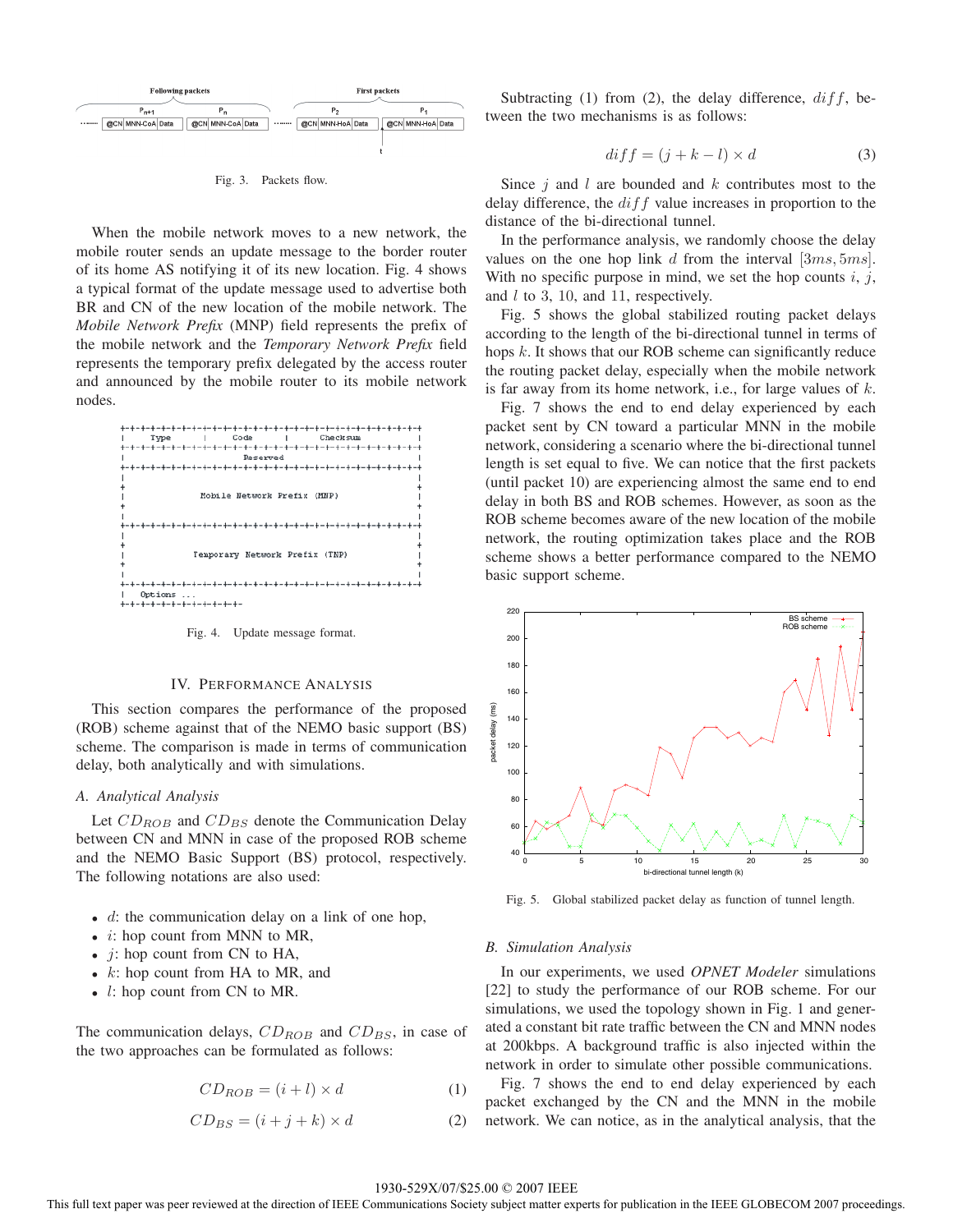Fig. 3. Packets flow.

When the mobile network moves to a new network, the mobile router sends an update message to the border router of its home AS notifying it of its new location. Fig. 4 shows a typical format of the update message used to advertise both BR and CN of the new location of the mobile network. The *Mobile Network Prefix* (MNP) field represents the prefix of the mobile network and the *Temporary Network Prefix* field represents the temporary prefix delegated by the access router and announced by the mobile router to its mobile network nodes.

```
+-+-+-+-+-+-+-+-+-+-+-+-+-+-+-+-+-+-+-+-+-+-+-+-+-+-+-+-+-+-+-+-+
|     Type      |     Code      |           Checksum            |
+-+-+-+-+-+-+-+-+-+-+-+-+-+-+-+-+-+-+-+-+-+-+-+-+-+-+-+-+-+-+-+-+
|                           Reserved                            |
+-+-+-+-+-+-+-+-+-+-+-+-+-+-+-+-+-+-+-+-+-+-+-+-+-+-+-+-+-+-+-+-+
|                                                               |
+                                                               +
|                  Mobile Network Prefix (MNP)                  |
+                                                               +
|                                                               |
+-+-+-+-+-+-+-+-+-+-+-+-+-+-+-+-+-+-+-+-+-+-+-+-+-+-+-+-+-+-+-+-+
|                                                               |
+                                                               +
|                 Temporary Network Prefix (TNP)                |
+                                                               +
|                                                               |
+-+-+-+-+-+-+-+-+-+-+-+-+-+-+-+-+-+-+-+-+-+-+-+-+-+-+-+-+-+-+-+-+
|  Options ...
+-+-+-+-+-+-+-+-+-+-+-+-+-+-+-+-
```

Fig. 4. Update message format.

## IV. Performance Analysis

This section compares the performance of the proposed (ROB) scheme against that of the NEMO basic support (BS) scheme. The comparison is made in terms of communication delay, both analytically and with simulations.

### A. Analytical Analysis

Let $CD_{ROB}$ and $CD_{BS}$ denote the Communication Delay between CN and MNN in case of the proposed ROB scheme and the NEMO Basic Support (BS) protocol, respectively. The following notations are also used:

- $d$: the communication delay on a link of one hop,
- $i$: hop count from MNN to MR,
- $j$: hop count from CN to HA,
- $k$: hop count from HA to MR, and
- $l$: hop count from CN to MR.

The communication delays, $CD_{ROB}$ and $CD_{BS}$, in case of the two approaches can be formulated as follows:

$$CD_{ROB} = (i + l) \times d \quad (1)$$

$$CD_{BS} = (i + j + k) \times d \quad (2)$$

Subtracting (1) from (2), the delay difference, $diff$, between the two mechanisms is as follows:

$$diff = (j + k - l) \times d \quad (3)$$

Since $j$ and $l$ are bounded and $k$ contributes most to the delay difference, the $diff$ value increases in proportion to the distance of the bi-directional tunnel.

In the performance analysis, we randomly choose the delay values on the one hop link $d$ from the interval $[3ms, 5ms]$. With no specific purpose in mind, we set the hop counts $i$, $j$, and $l$ to 3, 10, and 11, respectively.

Fig. 5 shows the global stabilized routing packet delays according to the length of the bi-directional tunnel in terms of hops $k$. It shows that our ROB scheme can significantly reduce the routing packet delay, especially when the mobile network is far away from its home network, i.e., for large values of $k$.

Fig. 7 shows the end to end delay experienced by each packet sent by CN toward a particular MNN in the mobile network, considering a scenario where the bi-directional tunnel length is set equal to five. We can notice that the first packets (until packet 10) are experiencing almost the same end to end delay in both BS and ROB schemes. However, as soon as the ROB scheme becomes aware of the new location of the mobile network, the routing optimization takes place and the ROB scheme shows a better performance compared to the NEMO basic support scheme.

Fig. 5. Global stabilized packet delay as function of tunnel length.

### B. Simulation Analysis

In our experiments, we used *OPNET Modeler* simulations [22] to study the performance of our ROB scheme. For our simulations, we used the topology shown in Fig. 1 and generated a constant bit rate traffic between the CN and MNN nodes at 200kbps. A background traffic is also injected within the network in order to simulate other possible communications.

Fig. 7 shows the end to end delay experienced by each packet exchanged by the CN and the MNN in the mobile network. We can notice, as in the analytical analysis, that the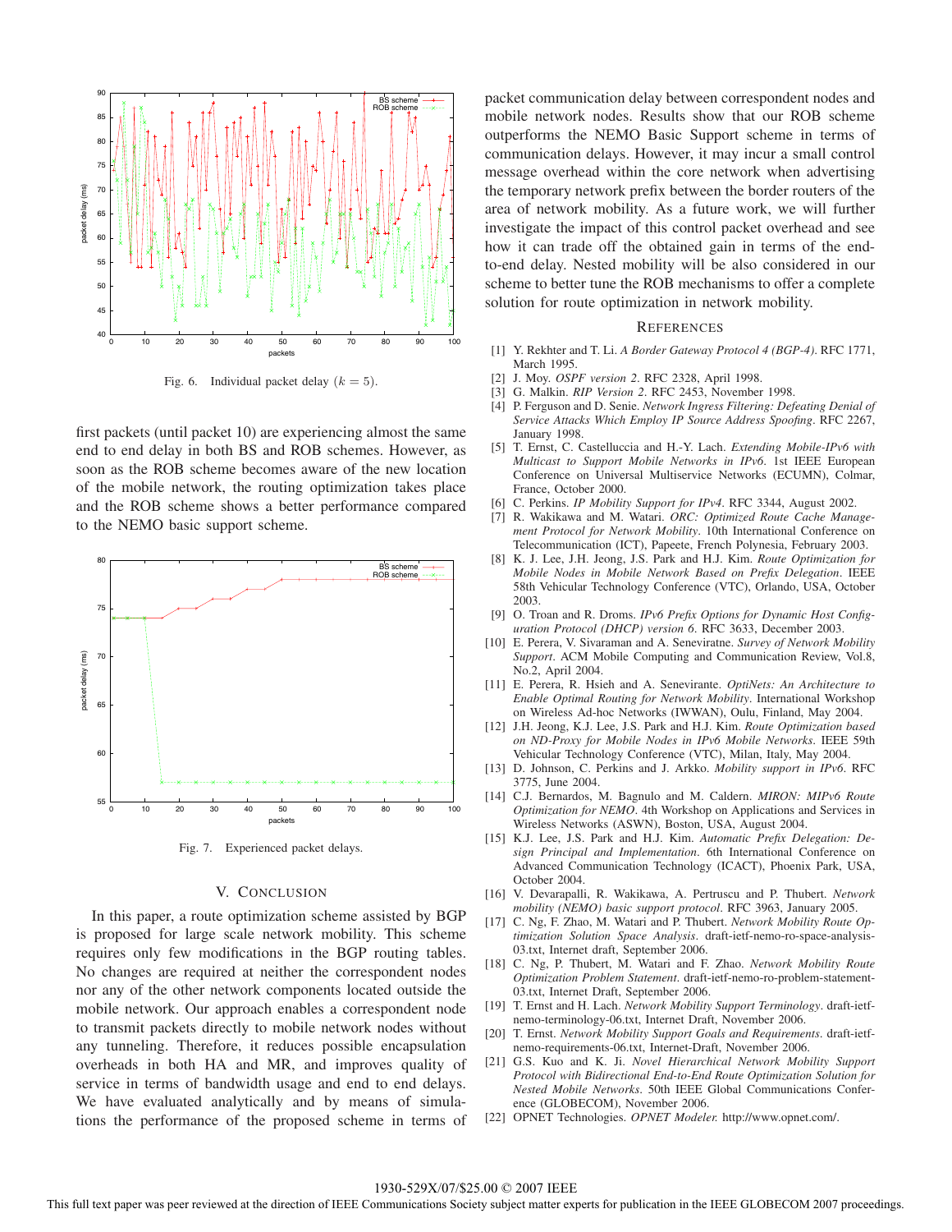90
85
80
75
70
65
60
55
50
45
40
packet delay (ms)
0 10 20 30 40 50 60 70 80 90 100
packets
BS scheme
ROB scheme

Fig. 6. Individual packet delay ($k = 5$).

first packets (until packet 10) are experiencing almost the same end to end delay in both BS and ROB schemes. However, as soon as the ROB scheme becomes aware of the new location of the mobile network, the routing optimization takes place and the ROB scheme shows a better performance compared to the NEMO basic support scheme.

80
75
70
65
60
55
packet delay (ms)
0 10 20 30 40 50 60 70 80 90 100
packets
BS scheme
ROB scheme

Fig. 7. Experienced packet delays.

## V. Conclusion

In this paper, a route optimization scheme assisted by BGP is proposed for large scale network mobility. This scheme requires only few modifications in the BGP routing tables. No changes are required at neither the correspondent nodes nor any of the other network components located outside the mobile network. Our approach enables a correspondent node to transmit packets directly to mobile network nodes without any tunneling. Therefore, it reduces possible encapsulation overheads in both HA and MR, and improves quality of service in terms of bandwidth usage and end to end delays. We have evaluated analytically and by means of simulations the performance of the proposed scheme in terms of packet communication delay between correspondent nodes and mobile network nodes. Results show that our ROB scheme outperforms the NEMO Basic Support scheme in terms of communication delays. However, it may incur a small control message overhead within the core network when advertising the temporary network prefix between the border routers of the area of network mobility. As a future work, we will further investigate the impact of this control packet overhead and see how it can trade off the obtained gain in terms of the end-to-end delay. Nested mobility will be also considered in our scheme to better tune the ROB mechanisms to offer a complete solution for route optimization in network mobility.

## References

[1] Y. Rekhter and T. Li. *A Border Gateway Protocol 4 (BGP-4)*. RFC 1771, March 1995.

[2] J. Moy. *OSPF version 2*. RFC 2328, April 1998.

[3] G. Malkin. *RIP Version 2*. RFC 2453, November 1998.

[4] P. Ferguson and D. Senie. *Network Ingress Filtering: Defeating Denial of Service Attacks Which Employ IP Source Address Spoofing*. RFC 2267, January 1998.

[5] T. Ernst, C. Castelluccia and H.-Y. Lach. *Extending Mobile-IPv6 with Multicast to Support Mobile Networks in IPv6*. 1st IEEE European Conference on Universal Multiservice Networks (ECUMN), Colmar, France, October 2000.

[6] C. Perkins. *IP Mobility Support for IPv4*. RFC 3344, August 2002.

[7] R. Wakikawa and M. Watari. *ORC: Optimized Route Cache Management Protocol for Network Mobility*. 10th International Conference on Telecommunication (ICT), Papeete, French Polynesia, February 2003.

[8] K. J. Lee, J.H. Jeong, J.S. Park and H.J. Kim. *Route Optimization for Mobile Nodes in Mobile Network Based on Prefix Delegation*. IEEE 58th Vehicular Technology Conference (VTC), Orlando, USA, October 2003.

[9] O. Troan and R. Droms. *IPv6 Prefix Options for Dynamic Host Configuration Protocol (DHCP) version 6*. RFC 3633, December 2003.

[10] E. Perera, V. Sivaraman and A. Seneviratne. *Survey of Network Mobility Support*. ACM Mobile Computing and Communication Review, Vol.8, No.2, April 2004.

[11] E. Perera, R. Hsieh and A. Senevirante. *OptiNets: An Architecture to Enable Optimal Routing for Network Mobility*. International Workshop on Wireless Ad-hoc Networks (IWWAN), Oulu, Finland, May 2004.

[12] J.H. Jeong, K.J. Lee, J.S. Park and H.J. Kim. *Route Optimization based on ND-Proxy for Mobile Nodes in IPv6 Mobile Networks*. IEEE 59th Vehicular Technology Conference (VTC), Milan, Italy, May 2004.

[13] D. Johnson, C. Perkins and J. Arkko. *Mobility support in IPv6*. RFC 3775, June 2004.

[14] C.J. Bernardos, M. Bagnulo and M. Caldern. *MIRON: MIPv6 Route Optimization for NEMO*. 4th Workshop on Applications and Services in Wireless Networks (ASWN), Boston, USA, August 2004.

[15] K.J. Lee, J.S. Park and H.J. Kim. *Automatic Prefix Delegation: Design Principal and Implementation*. 6th International Conference on Advanced Communication Technology (ICACT), Phoenix Park, USA, October 2004.

[16] V. Devarapalli, R. Wakikawa, A. Pertruscu and P. Thubert. *Network mobility (NEMO) basic support protocol*. RFC 3963, January 2005.

[17] C. Ng, F. Zhao, M. Watari and P. Thubert. *Network Mobility Route Optimization Solution Space Analysis*. draft-ietf-nemo-ro-space-analysis-03.txt, Internet draft, September 2006.

[18] C. Ng, P. Thubert, M. Watari and F. Zhao. *Network Mobility Route Optimization Problem Statement*. draft-ietf-nemo-ro-problem-statement-03.txt, Internet Draft, September 2006.

[19] T. Ernst and H. Lach. *Network Mobility Support Terminology*. draft-ietf-nemo-terminology-06.txt, Internet Draft, November 2006.

[20] T. Ernst. *Network Mobility Support Goals and Requirements*. draft-ietf-nemo-requirements-06.txt, Internet-Draft, November 2006.

[21] G.S. Kuo and K. Ji. *Novel Hierarchical Network Mobility Support Protocol with Bidirectional End-to-End Route Optimization Solution for Nested Mobile Networks*. 50th IEEE Global Communications Conference (GLOBECOM), November 2006.

[22] OPNET Technologies. *OPNET Modeler.* http://www.opnet.com/.